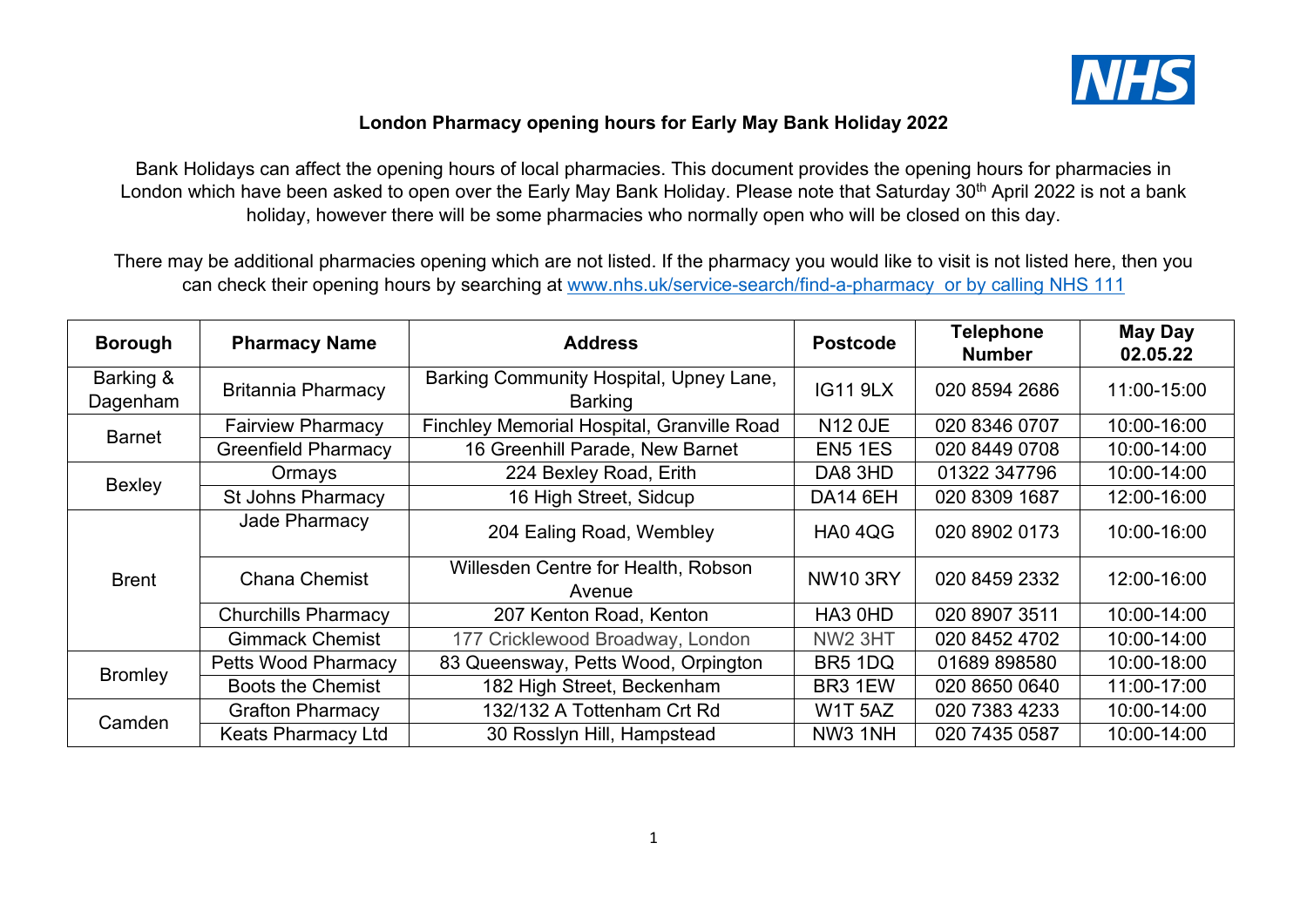**London Pharmacy opening hours for Early May Bank Holiday 2022**

Bank Holidays can affect the opening hours of local pharmacies. This document provides the opening hours for pharmacies in London which have been asked to open over the Early May Bank Holiday. Please note that Saturday 30th April 2022 is not a bank holiday, however there will be some pharmacies who normally open who will be closed on this day.

There may be additional pharmacies opening which are not listed. If the pharmacy you would like to visit is not listed here, then you can check their opening hours by searching at www.nhs.uk/service-search/find-a-pharmacy or by calling NHS 111

| Borough | Pharmacy Name | Address | Postcode | Telephone Number | May Day 02.05.22 |
|---|---|---|---|---|---|
| Barking & Dagenham | Britannia Pharmacy | Barking Community Hospital, Upney Lane, Barking | IG11 9LX | 020 8594 2686 | 11:00-15:00 |
| Barnet | Fairview Pharmacy | Finchley Memorial Hospital, Granville Road | N12 0JE | 020 8346 0707 | 10:00-16:00 |
| | Greenfield Pharmacy | 16 Greenhill Parade, New Barnet | EN5 1ES | 020 8449 0708 | 10:00-14:00 |
| Bexley | Ormays | 224 Bexley Road, Erith | DA8 3HD | 01322 347796 | 10:00-14:00 |
| | St Johns Pharmacy | 16 High Street, Sidcup | DA14 6EH | 020 8309 1687 | 12:00-16:00 |
| Brent | Jade Pharmacy | 204 Ealing Road, Wembley | HA0 4QG | 020 8902 0173 | 10:00-16:00 |
| | Chana Chemist | Willesden Centre for Health, Robson Avenue | NW10 3RY | 020 8459 2332 | 12:00-16:00 |
| | Churchills Pharmacy | 207 Kenton Road, Kenton | HA3 0HD | 020 8907 3511 | 10:00-14:00 |
| | Gimmack Chemist | 177 Cricklewood Broadway, London | NW2 3HT | 020 8452 4702 | 10:00-14:00 |
| Bromley | Petts Wood Pharmacy | 83 Queensway, Petts Wood, Orpington | BR5 1DQ | 01689 898580 | 10:00-18:00 |
| | Boots the Chemist | 182 High Street, Beckenham | BR3 1EW | 020 8650 0640 | 11:00-17:00 |
| Camden | Grafton Pharmacy | 132/132 A Tottenham Crt Rd | W1T 5AZ | 020 7383 4233 | 10:00-14:00 |
| | Keats Pharmacy Ltd | 30 Rosslyn Hill, Hampstead | NW3 1NH | 020 7435 0587 | 10:00-14:00 |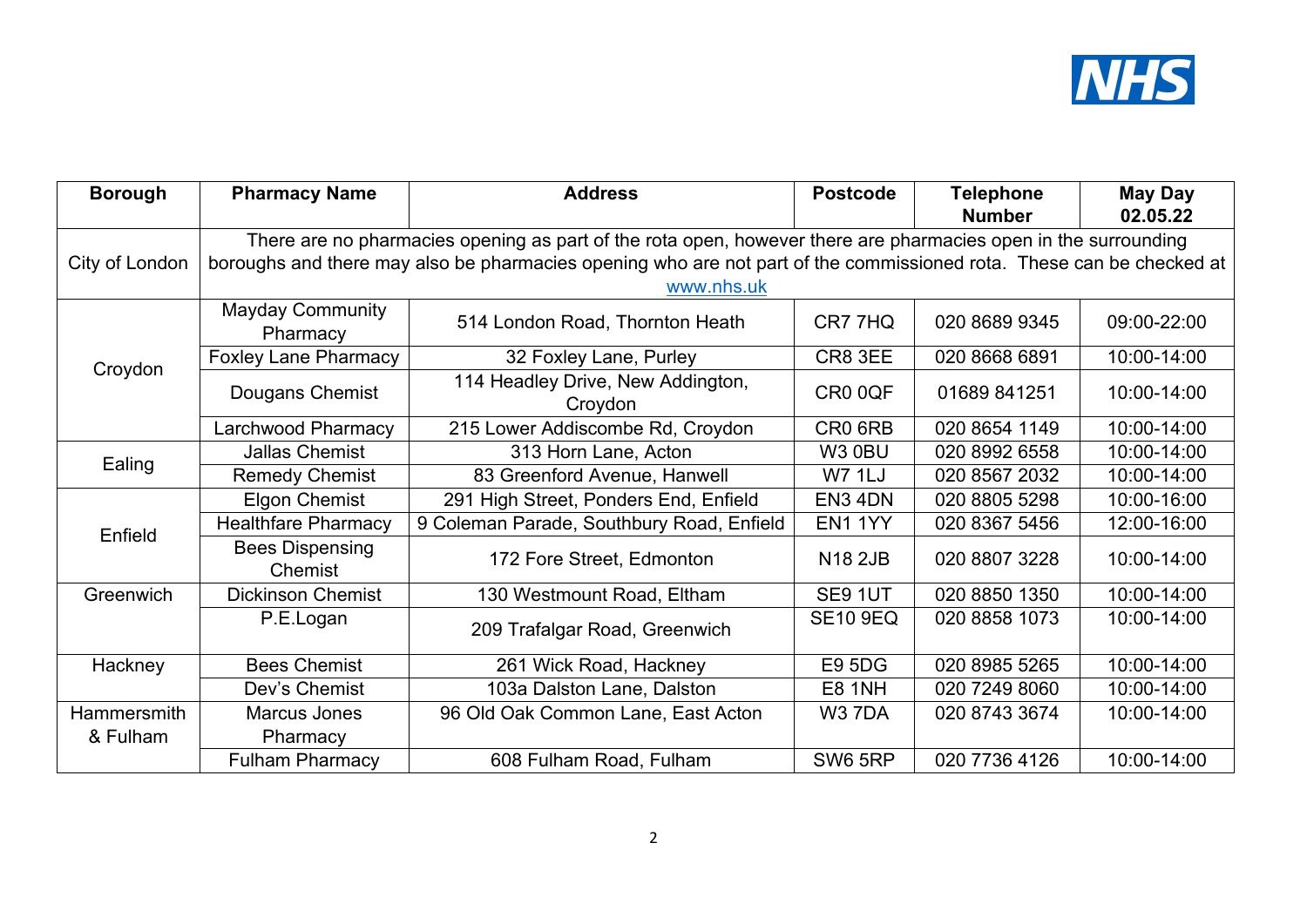| Borough | Pharmacy Name | Address | Postcode | Telephone Number | May Day 02.05.22 |
|---|---|---|---|---|---|
| City of London | There are no pharmacies opening as part of the rota open, however there are pharmacies open in the surrounding boroughs and there may also be pharmacies opening who are not part of the commissioned rota. These can be checked at www.nhs.uk | | | | |
| Croydon | Mayday Community Pharmacy | 514 London Road, Thornton Heath | CR7 7HQ | 020 8689 9345 | 09:00-22:00 |
| | Foxley Lane Pharmacy | 32 Foxley Lane, Purley | CR8 3EE | 020 8668 6891 | 10:00-14:00 |
| | Dougans Chemist | 114 Headley Drive, New Addington, Croydon | CR0 0QF | 01689 841251 | 10:00-14:00 |
| | Larchwood Pharmacy | 215 Lower Addiscombe Rd, Croydon | CR0 6RB | 020 8654 1149 | 10:00-14:00 |
| Ealing | Jallas Chemist | 313 Horn Lane, Acton | W3 0BU | 020 8992 6558 | 10:00-14:00 |
| | Remedy Chemist | 83 Greenford Avenue, Hanwell | W7 1LJ | 020 8567 2032 | 10:00-14:00 |
| Enfield | Elgon Chemist | 291 High Street, Ponders End, Enfield | EN3 4DN | 020 8805 5298 | 10:00-16:00 |
| | Healthfare Pharmacy | 9 Coleman Parade, Southbury Road, Enfield | EN1 1YY | 020 8367 5456 | 12:00-16:00 |
| | Bees Dispensing Chemist | 172 Fore Street, Edmonton | N18 2JB | 020 8807 3228 | 10:00-14:00 |
| Greenwich | Dickinson Chemist | 130 Westmount Road, Eltham | SE9 1UT | 020 8850 1350 | 10:00-14:00 |
| | P.E.Logan | 209 Trafalgar Road, Greenwich | SE10 9EQ | 020 8858 1073 | 10:00-14:00 |
| Hackney | Bees Chemist | 261 Wick Road, Hackney | E9 5DG | 020 8985 5265 | 10:00-14:00 |
| | Dev's Chemist | 103a Dalston Lane, Dalston | E8 1NH | 020 7249 8060 | 10:00-14:00 |
| Hammersmith & Fulham | Marcus Jones Pharmacy | 96 Old Oak Common Lane, East Acton | W3 7DA | 020 8743 3674 | 10:00-14:00 |
| | Fulham Pharmacy | 608 Fulham Road, Fulham | SW6 5RP | 020 7736 4126 | 10:00-14:00 |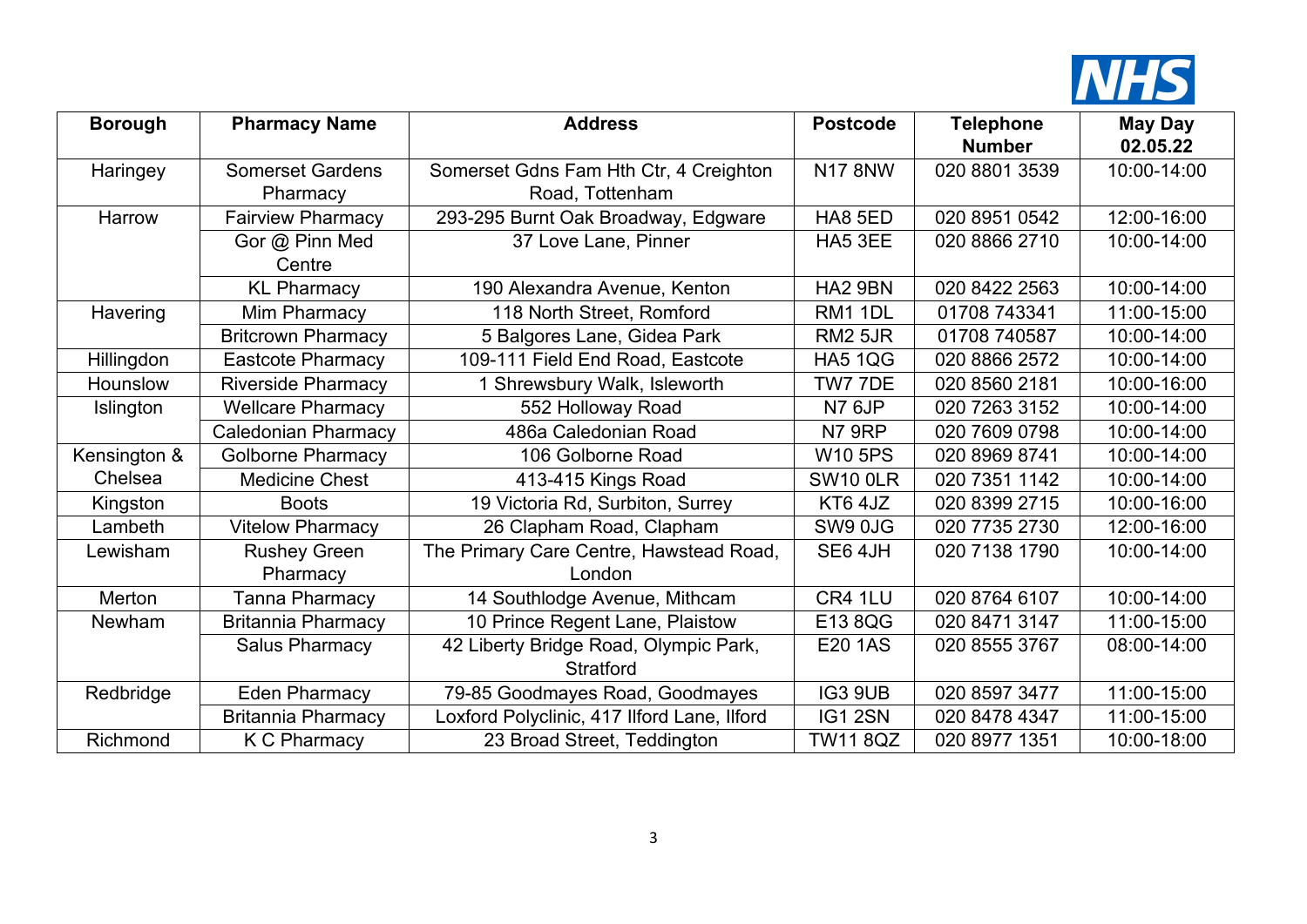| Borough | Pharmacy Name | Address | Postcode | Telephone Number | May Day 02.05.22 |
|---|---|---|---|---|---|
| Haringey | Somerset Gardens Pharmacy | Somerset Gdns Fam Hth Ctr, 4 Creighton Road, Tottenham | N17 8NW | 020 8801 3539 | 10:00-14:00 |
| Harrow | Fairview Pharmacy | 293-295 Burnt Oak Broadway, Edgware | HA8 5ED | 020 8951 0542 | 12:00-16:00 |
| | Gor @ Pinn Med Centre | 37 Love Lane, Pinner | HA5 3EE | 020 8866 2710 | 10:00-14:00 |
| | KL Pharmacy | 190 Alexandra Avenue, Kenton | HA2 9BN | 020 8422 2563 | 10:00-14:00 |
| Havering | Mim Pharmacy | 118 North Street, Romford | RM1 1DL | 01708 743341 | 11:00-15:00 |
| | Britcrown Pharmacy | 5 Balgores Lane, Gidea Park | RM2 5JR | 01708 740587 | 10:00-14:00 |
| Hillingdon | Eastcote Pharmacy | 109-111 Field End Road, Eastcote | HA5 1QG | 020 8866 2572 | 10:00-14:00 |
| Hounslow | Riverside Pharmacy | 1 Shrewsbury Walk, Isleworth | TW7 7DE | 020 8560 2181 | 10:00-16:00 |
| Islington | Wellcare Pharmacy | 552 Holloway Road | N7 6JP | 020 7263 3152 | 10:00-14:00 |
| | Caledonian Pharmacy | 486a Caledonian Road | N7 9RP | 020 7609 0798 | 10:00-14:00 |
| Kensington & Chelsea | Golborne Pharmacy | 106 Golborne Road | W10 5PS | 020 8969 8741 | 10:00-14:00 |
| | Medicine Chest | 413-415 Kings Road | SW10 0LR | 020 7351 1142 | 10:00-14:00 |
| Kingston | Boots | 19 Victoria Rd, Surbiton, Surrey | KT6 4JZ | 020 8399 2715 | 10:00-16:00 |
| Lambeth | Vitelow Pharmacy | 26 Clapham Road, Clapham | SW9 0JG | 020 7735 2730 | 12:00-16:00 |
| Lewisham | Rushey Green Pharmacy | The Primary Care Centre, Hawstead Road, London | SE6 4JH | 020 7138 1790 | 10:00-14:00 |
| Merton | Tanna Pharmacy | 14 Southlodge Avenue, Mithcam | CR4 1LU | 020 8764 6107 | 10:00-14:00 |
| Newham | Britannia Pharmacy | 10 Prince Regent Lane, Plaistow | E13 8QG | 020 8471 3147 | 11:00-15:00 |
| | Salus Pharmacy | 42 Liberty Bridge Road, Olympic Park, Stratford | E20 1AS | 020 8555 3767 | 08:00-14:00 |
| Redbridge | Eden Pharmacy | 79-85 Goodmayes Road, Goodmayes | IG3 9UB | 020 8597 3477 | 11:00-15:00 |
| | Britannia Pharmacy | Loxford Polyclinic, 417 Ilford Lane, Ilford | IG1 2SN | 020 8478 4347 | 11:00-15:00 |
| Richmond | K C Pharmacy | 23 Broad Street, Teddington | TW11 8QZ | 020 8977 1351 | 10:00-18:00 |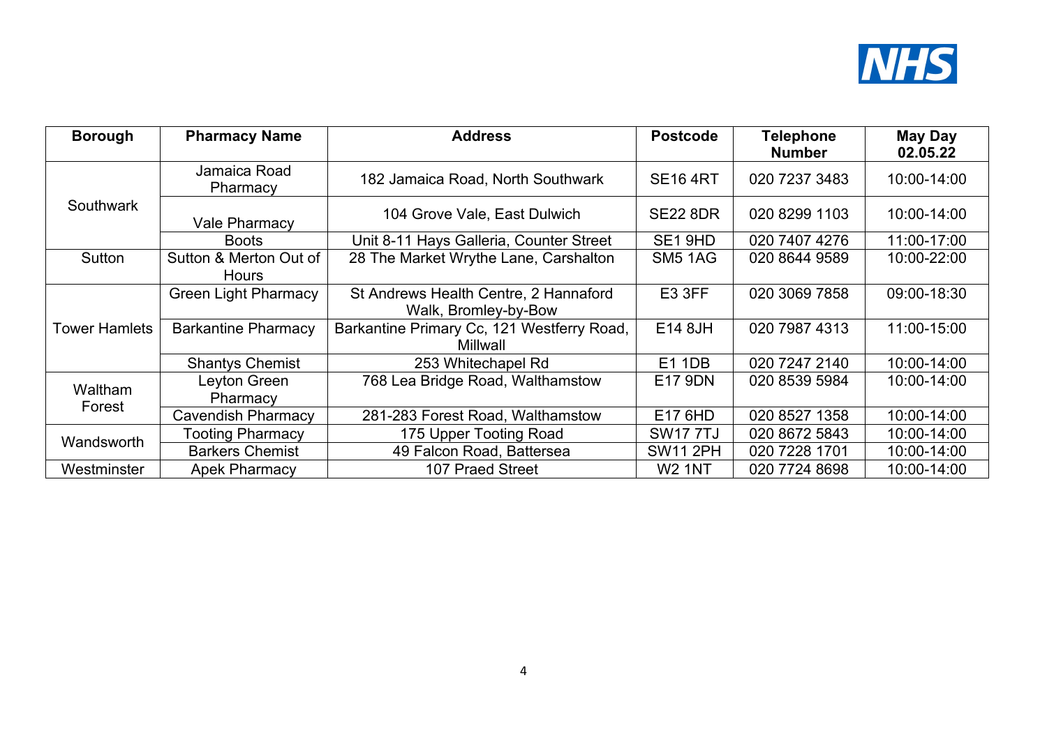| Borough | Pharmacy Name | Address | Postcode | Telephone Number | May Day 02.05.22 |
|---|---|---|---|---|---|
| Southwark | Jamaica Road Pharmacy | 182 Jamaica Road, North Southwark | SE16 4RT | 020 7237 3483 | 10:00-14:00 |
| | Vale Pharmacy | 104 Grove Vale, East Dulwich | SE22 8DR | 020 8299 1103 | 10:00-14:00 |
| | Boots | Unit 8-11 Hays Galleria, Counter Street | SE1 9HD | 020 7407 4276 | 11:00-17:00 |
| Sutton | Sutton & Merton Out of Hours | 28 The Market Wrythe Lane, Carshalton | SM5 1AG | 020 8644 9589 | 10:00-22:00 |
| Tower Hamlets | Green Light Pharmacy | St Andrews Health Centre, 2 Hannaford Walk, Bromley-by-Bow | E3 3FF | 020 3069 7858 | 09:00-18:30 |
| | Barkantine Pharmacy | Barkantine Primary Cc, 121 Westferry Road, Millwall | E14 8JH | 020 7987 4313 | 11:00-15:00 |
| | Shantys Chemist | 253 Whitechapel Rd | E1 1DB | 020 7247 2140 | 10:00-14:00 |
| Waltham Forest | Leyton Green Pharmacy | 768 Lea Bridge Road, Walthamstow | E17 9DN | 020 8539 5984 | 10:00-14:00 |
| | Cavendish Pharmacy | 281-283 Forest Road, Walthamstow | E17 6HD | 020 8527 1358 | 10:00-14:00 |
| Wandsworth | Tooting Pharmacy | 175 Upper Tooting Road | SW17 7TJ | 020 8672 5843 | 10:00-14:00 |
| | Barkers Chemist | 49 Falcon Road, Battersea | SW11 2PH | 020 7228 1701 | 10:00-14:00 |
| Westminster | Apek Pharmacy | 107 Praed Street | W2 1NT | 020 7724 8698 | 10:00-14:00 |